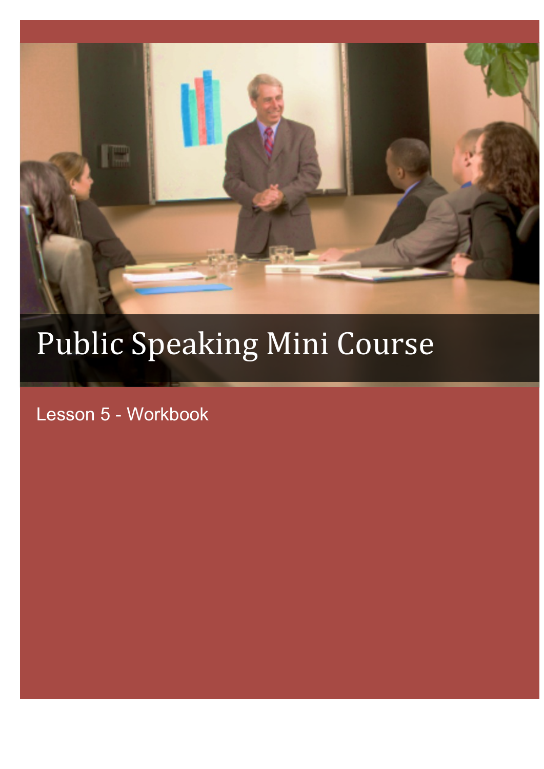# Public Speaking Mini Course

Lesson 5 - Workbook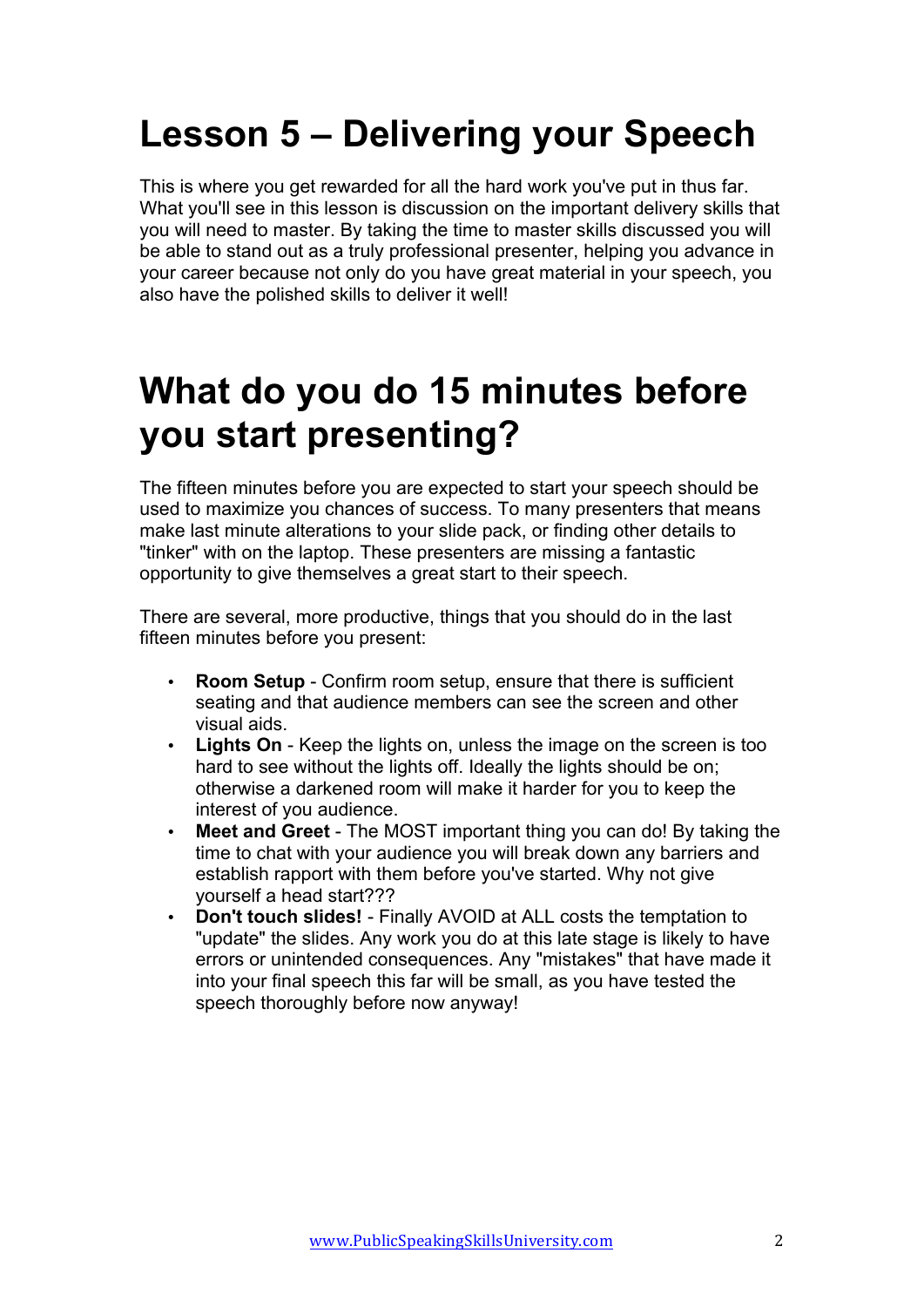# Lesson 5 – Delivering your Speech

This is where you get rewarded for all the hard work you've put in thus far. What you'll see in this lesson is discussion on the important delivery skills that you will need to master. By taking the time to master skills discussed you will be able to stand out as a truly professional presenter, helping you advance in your career because not only do you have great material in your speech, you also have the polished skills to deliver it well!

# What do you do 15 minutes before you start presenting?

The fifteen minutes before you are expected to start your speech should be used to maximize you chances of success. To many presenters that means make last minute alterations to your slide pack, or finding other details to "tinker" with on the laptop. These presenters are missing a fantastic opportunity to give themselves a great start to their speech.

There are several, more productive, things that you should do in the last fifteen minutes before you present:

- **Room Setup** - Confirm room setup, ensure that there is sufficient seating and that audience members can see the screen and other visual aids.
- **Lights On** - Keep the lights on, unless the image on the screen is too hard to see without the lights off. Ideally the lights should be on; otherwise a darkened room will make it harder for you to keep the interest of you audience.
- **Meet and Greet** - The MOST important thing you can do! By taking the time to chat with your audience you will break down any barriers and establish rapport with them before you've started. Why not give yourself a head start???
- **Don't touch slides!** - Finally AVOID at ALL costs the temptation to "update" the slides. Any work you do at this late stage is likely to have errors or unintended consequences. Any "mistakes" that have made it into your final speech this far will be small, as you have tested the speech thoroughly before now anyway!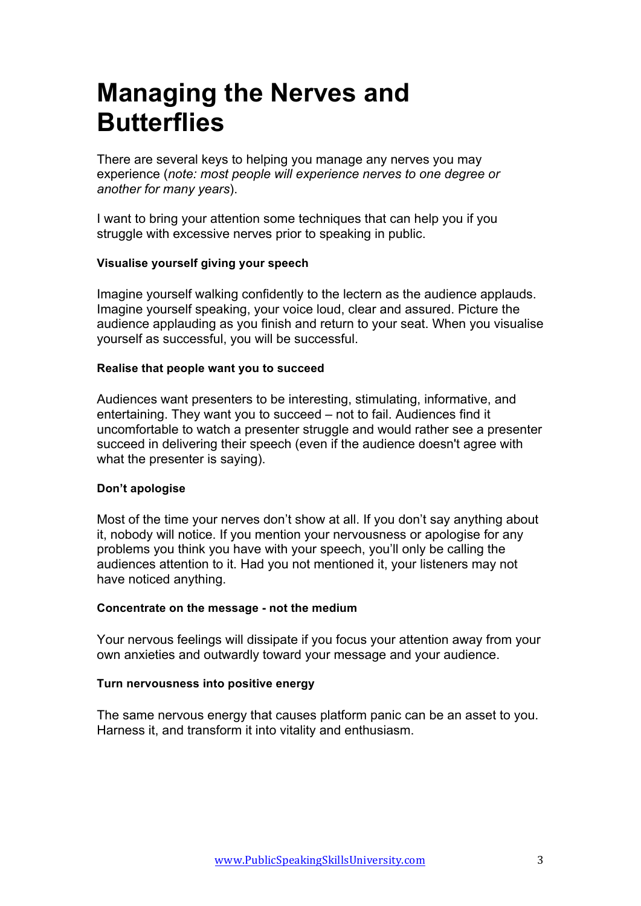# Managing the Nerves and Butterflies

There are several keys to helping you manage any nerves you may experience (*note: most people will experience nerves to one degree or another for many years*).

I want to bring your attention some techniques that can help you if you struggle with excessive nerves prior to speaking in public.

**Visualise yourself giving your speech**

Imagine yourself walking confidently to the lectern as the audience applauds. Imagine yourself speaking, your voice loud, clear and assured. Picture the audience applauding as you finish and return to your seat. When you visualise yourself as successful, you will be successful.

**Realise that people want you to succeed**

Audiences want presenters to be interesting, stimulating, informative, and entertaining. They want you to succeed – not to fail. Audiences find it uncomfortable to watch a presenter struggle and would rather see a presenter succeed in delivering their speech (even if the audience doesn't agree with what the presenter is saying).

**Don't apologise**

Most of the time your nerves don't show at all. If you don't say anything about it, nobody will notice. If you mention your nervousness or apologise for any problems you think you have with your speech, you'll only be calling the audiences attention to it. Had you not mentioned it, your listeners may not have noticed anything.

**Concentrate on the message - not the medium**

Your nervous feelings will dissipate if you focus your attention away from your own anxieties and outwardly toward your message and your audience.

**Turn nervousness into positive energy**

The same nervous energy that causes platform panic can be an asset to you. Harness it, and transform it into vitality and enthusiasm.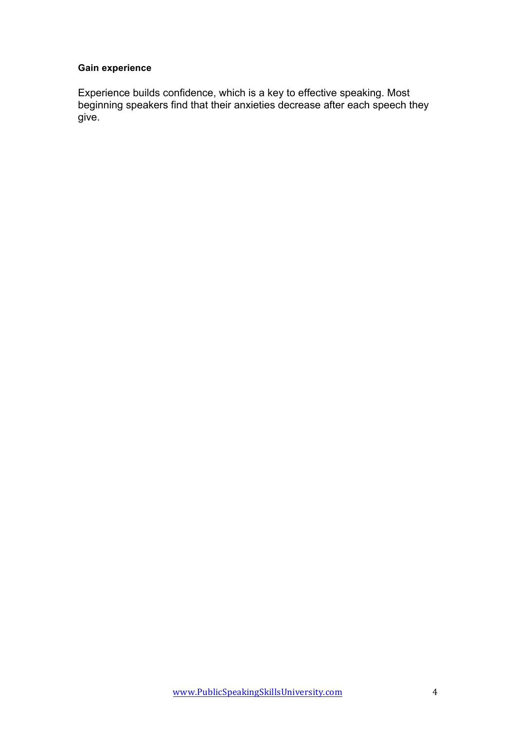**Gain experience**

Experience builds confidence, which is a key to effective speaking. Most beginning speakers find that their anxieties decrease after each speech they give.